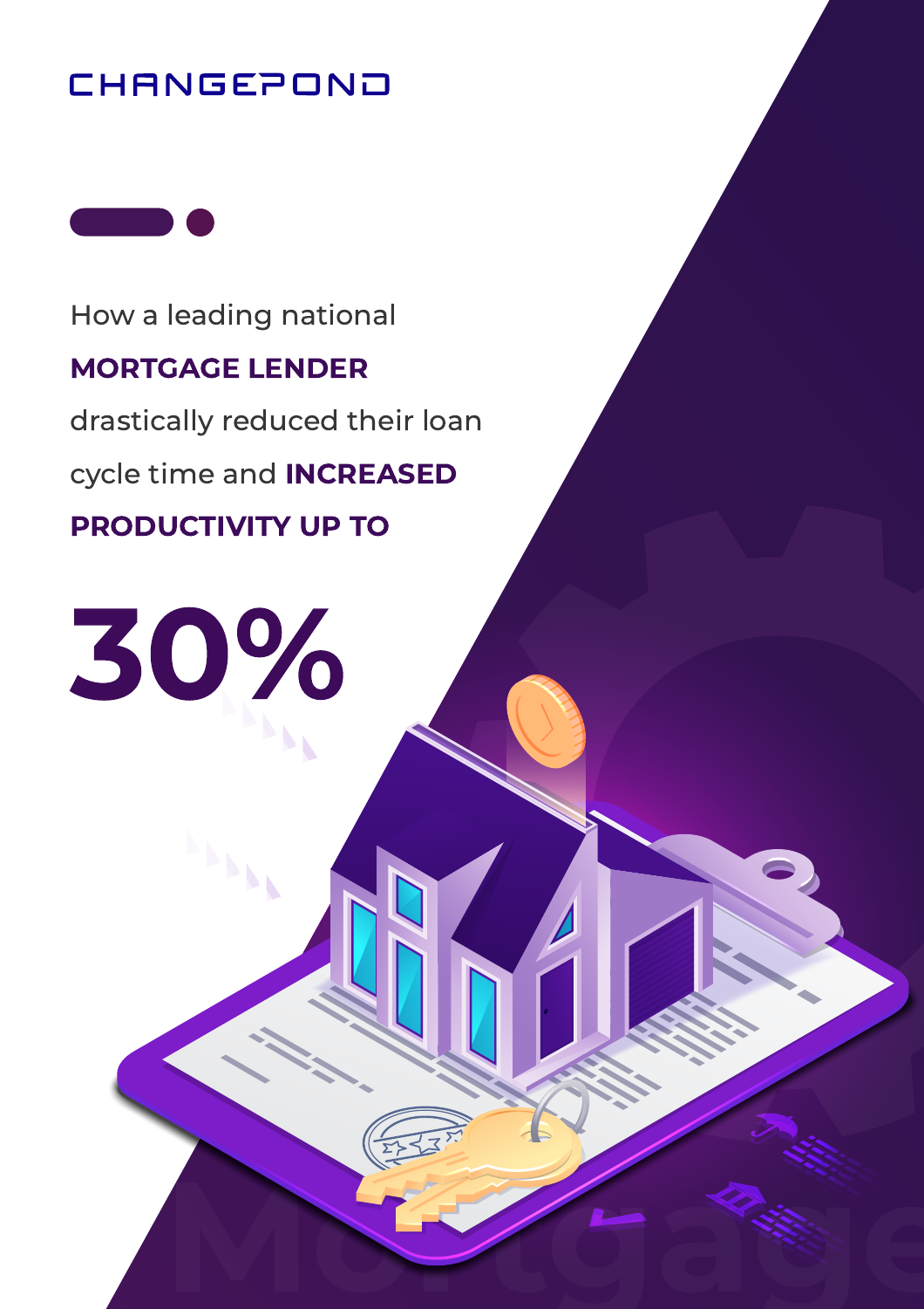CHANGEPOND

# How a leading national **MORTGAGE LENDER** drastically reduced their loan cycle time and **INCREASED PRODUCTIVITY UP TO**

# 30%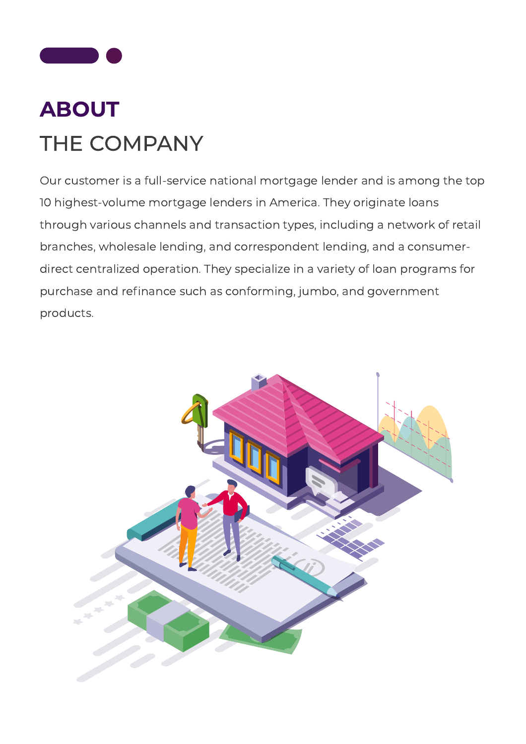# ABOUT
## THE COMPANY

Our customer is a full-service national mortgage lender and is among the top 10 highest-volume mortgage lenders in America. They originate loans through various channels and transaction types, including a network of retail branches, wholesale lending, and correspondent lending, and a consumer-direct centralized operation. They specialize in a variety of loan programs for purchase and refinance such as conforming, jumbo, and government products.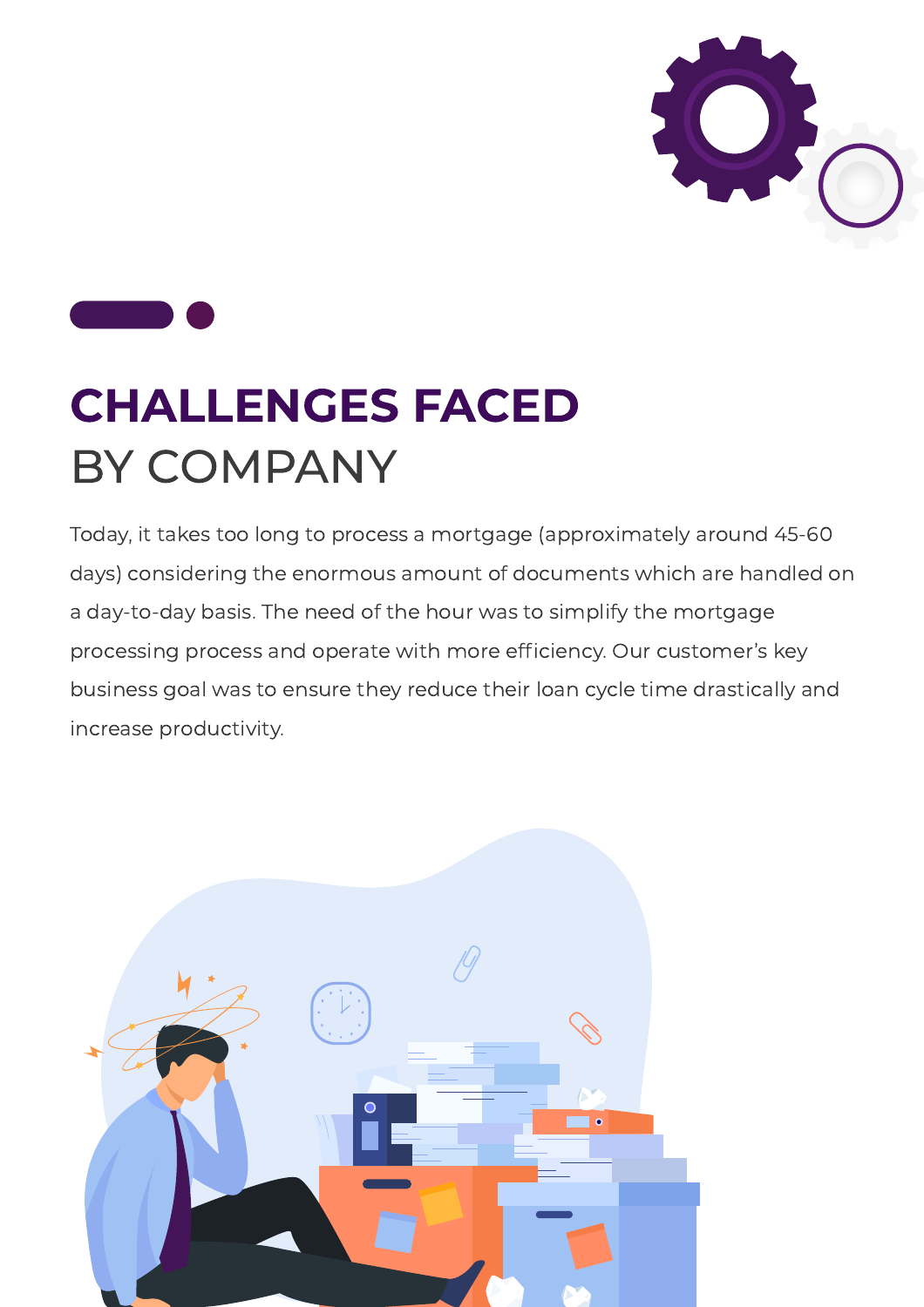# CHALLENGES FACED BY COMPANY

Today, it takes too long to process a mortgage (approximately around 45-60 days) considering the enormous amount of documents which are handled on a day-to-day basis. The need of the hour was to simplify the mortgage processing process and operate with more efficiency. Our customer's key business goal was to ensure they reduce their loan cycle time drastically and increase productivity.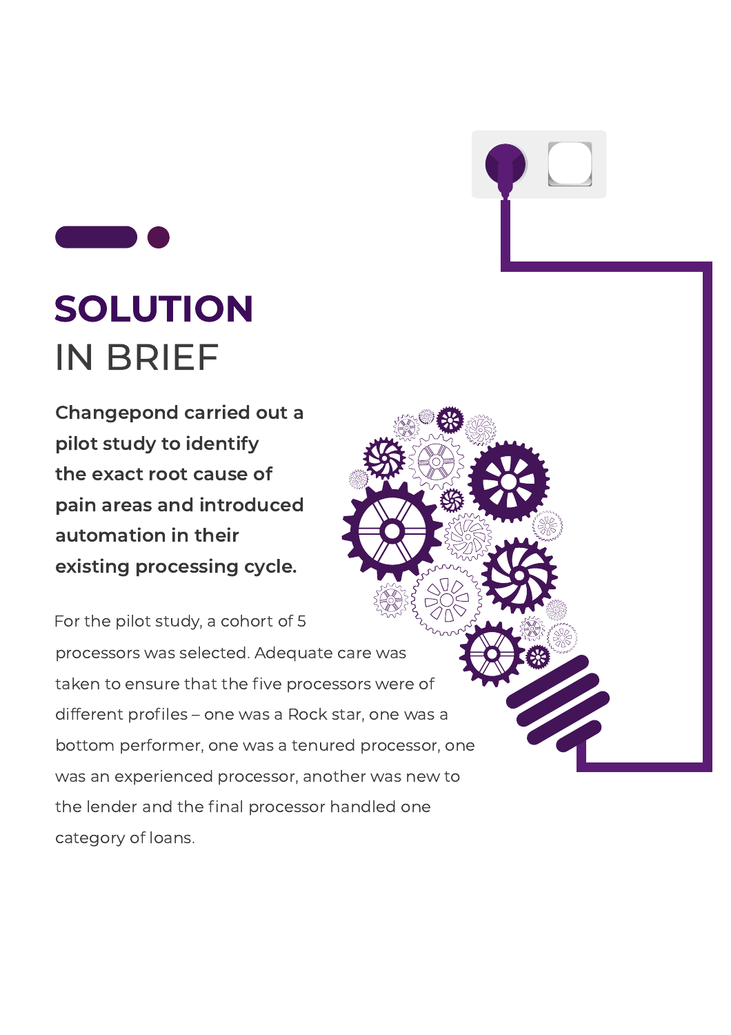# SOLUTION IN BRIEF

**Changepond carried out a pilot study to identify the exact root cause of pain areas and introduced automation in their existing processing cycle.**

For the pilot study, a cohort of 5 processors was selected. Adequate care was taken to ensure that the five processors were of different profiles – one was a Rock star, one was a bottom performer, one was a tenured processor, one was an experienced processor, another was new to the lender and the final processor handled one category of loans.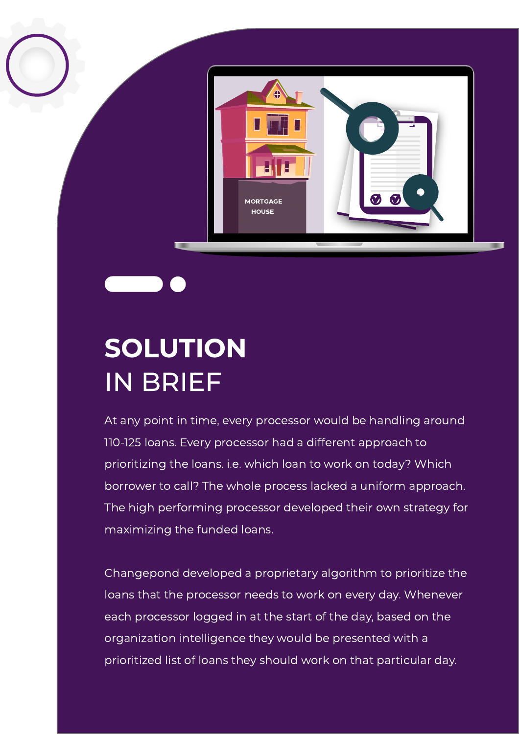# SOLUTION IN BRIEF

At any point in time, every processor would be handling around 110-125 loans. Every processor had a different approach to prioritizing the loans. i.e. which loan to work on today? Which borrower to call? The whole process lacked a uniform approach. The high performing processor developed their own strategy for maximizing the funded loans.

Changepond developed a proprietary algorithm to prioritize the loans that the processor needs to work on every day. Whenever each processor logged in at the start of the day, based on the organization intelligence they would be presented with a prioritized list of loans they should work on that particular day.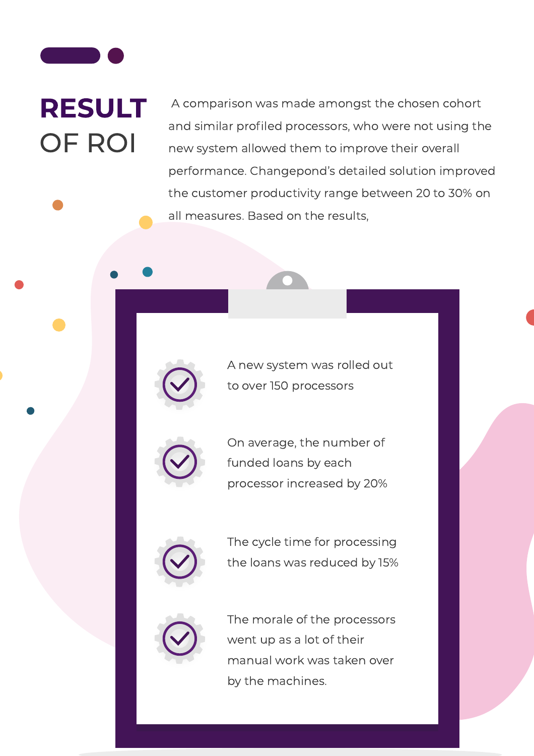# RESULT OF ROI

A comparison was made amongst the chosen cohort and similar profiled processors, who were not using the new system allowed them to improve their overall performance. Changepond's detailed solution improved the customer productivity range between 20 to 30% on all measures. Based on the results,

- A new system was rolled out to over 150 processors
- On average, the number of funded loans by each processor increased by 20%
- The cycle time for processing the loans was reduced by 15%
- The morale of the processors went up as a lot of their manual work was taken over by the machines.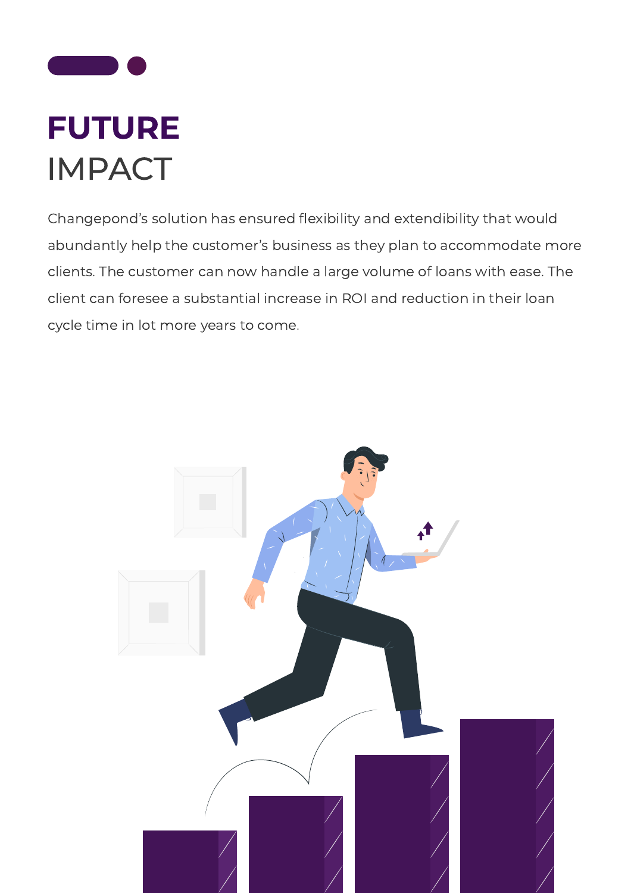# FUTURE IMPACT

Changepond's solution has ensured flexibility and extendibility that would abundantly help the customer's business as they plan to accommodate more clients. The customer can now handle a large volume of loans with ease. The client can foresee a substantial increase in ROI and reduction in their loan cycle time in lot more years to come.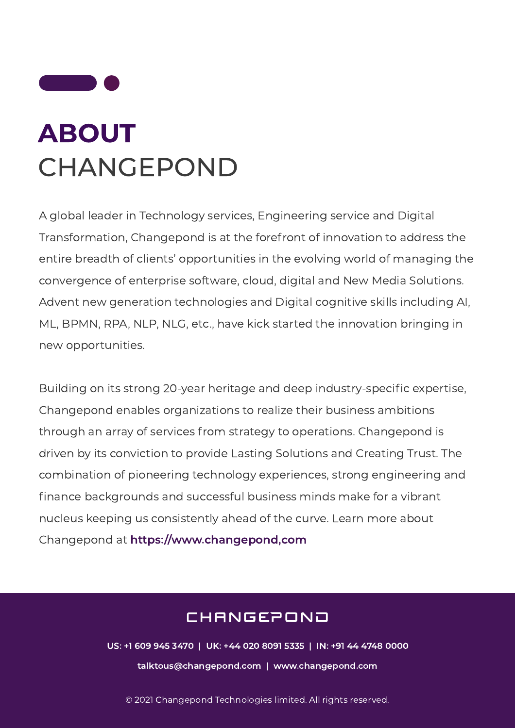# ABOUT CHANGEPOND

A global leader in Technology services, Engineering service and Digital Transformation, Changepond is at the forefront of innovation to address the entire breadth of clients' opportunities in the evolving world of managing the convergence of enterprise software, cloud, digital and New Media Solutions. Advent new generation technologies and Digital cognitive skills including AI, ML, BPMN, RPA, NLP, NLG, etc., have kick started the innovation bringing in new opportunities.

Building on its strong 20-year heritage and deep industry-specific expertise, Changepond enables organizations to realize their business ambitions through an array of services from strategy to operations. Changepond is driven by its conviction to provide Lasting Solutions and Creating Trust. The combination of pioneering technology experiences, strong engineering and finance backgrounds and successful business minds make for a vibrant nucleus keeping us consistently ahead of the curve. Learn more about Changepond at **https://www.changepond,com**

CHANGEPOND

**US: +1 609 945 3470 | UK: +44 020 8091 5335 | IN: +91 44 4748 0000**

**talktous@changepond.com | www.changepond.com**

© 2021 Changepond Technologies limited. All rights reserved.